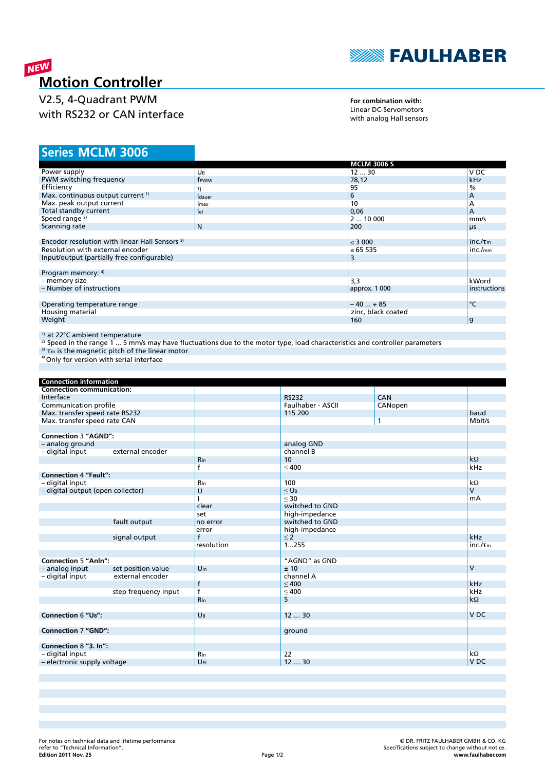NEW

# Motion Controller

V2.5, 4-Quadrant PWM
with RS232 or CAN interface

**For combination with:**
Linear DC-Servomotors
with analog Hall sensors

## Series MCLM 3006

| | | MCLM 3006 S | |
|---|---|---|---|
| Power supply | $U_B$ | 12 ... 30 | V DC |
| PWM switching frequency | $f_{PWM}$ | 78,12 | kHz |
| Efficiency | $\eta$ | 95 | % |
| Max. continuous output current [1] | $I_{dauer}$ | 6 | A |
| Max. peak output current | $I_{max}$ | 10 | A |
| Total standby current | $I_{el}$ | 0,06 | A |
| Speed range [2] | | 2 ... 10 000 | mm/s |
| Scanning rate | N | 200 | µs |
| | | | |
| Encoder resolution with linear Hall Sensors [3] | | ≤ 3 000 | inc./$\tau_m$ |
| Resolution with external encoder | | ≤ 65 535 | inc./mm |
| Input/output (partially free configurable) | | 3 | |
| | | | |
| Program memory: [4] | | | |
| – memory size | | 3,3 | kWord |
| – Number of instructions | | approx. 1 000 | instructions |
| | | | |
| Operating temperature range | | – 40 ... + 85 | °C |
| Housing material | | zinc, black coated | |
| Weight | | 160 | g |

[1] at 22°C ambient temperature
[2] Speed in the range 1 ... 5 mm/s may have fluctuations due to the motor type, load characteristics and controller parameters
[3] $\tau_m$ is the magnetic pitch of the linear motor
[4] Only for version with serial interface

| Connection information | | | | | |
|---|---|---|---|---|---|
| **Connection communication:** | | | | | |
| Interface | | | RS232 | CAN | |
| Communication profile | | | Faulhaber - ASCII | CANopen | |
| Max. transfer speed rate RS232 | | | 115 200 | | baud |
| Max. transfer speed rate CAN | | | | 1 | Mbit/s |
| | | | | | |
| **Connection 3 "AGND":** | | | | | |
| – analog ground | | | analog GND | | |
| – digital input | external encoder | | channel B | | |
| | | $R_{In}$ | 10 | | kΩ |
| | | f | ≤ 400 | | kHz |
| **Connection 4 "Fault":** | | | | | |
| – digital input | | $R_{In}$ | 100 | | kΩ |
| – digital output (open collector) | | U | ≤ $U_B$ | | V |
| | | I | ≤ 30 | | mA |
| | | clear | switched to GND | | |
| | | set | high-impedance | | |
| | fault output | no error | switched to GND | | |
| | | error | high-impedance | | |
| | signal output | f | ≤ 2 | | kHz |
| | | resolution | 1...255 | | inc./$\tau_m$ |
| | | | | | |
| **Connection 5 "AnIn":** | | | "AGND" as GND | | |
| – analog input | set position value | $U_{In}$ | ± 10 | | V |
| – digital input | external encoder | | channel A | | |
| | | f | ≤ 400 | | kHz |
| | step frequency input | f | ≤ 400 | | kHz |
| | | $R_{In}$ | 5 | | kΩ |
| | | | | | |
| **Connection 6 "$U_B$":** | | $U_B$ | 12 ... 30 | | V DC |
| | | | | | |
| **Connection 7 "GND":** | | | ground | | |
| | | | | | |
| **Connection 8 "3. In":** | | | | | |
| – digital input | | $R_{In}$ | 22 | | kΩ |
| – electronic supply voltage | | $U_{EL}$ | 12 ... 30 | | V DC |

For notes on technical data and lifetime performance refer to "Technical Information".
**Edition 2011 Nov. 25**

© DR. FRITZ FAULHABER GMBH & CO. KG
Specifications subject to change without notice.
**www.faulhaber.com**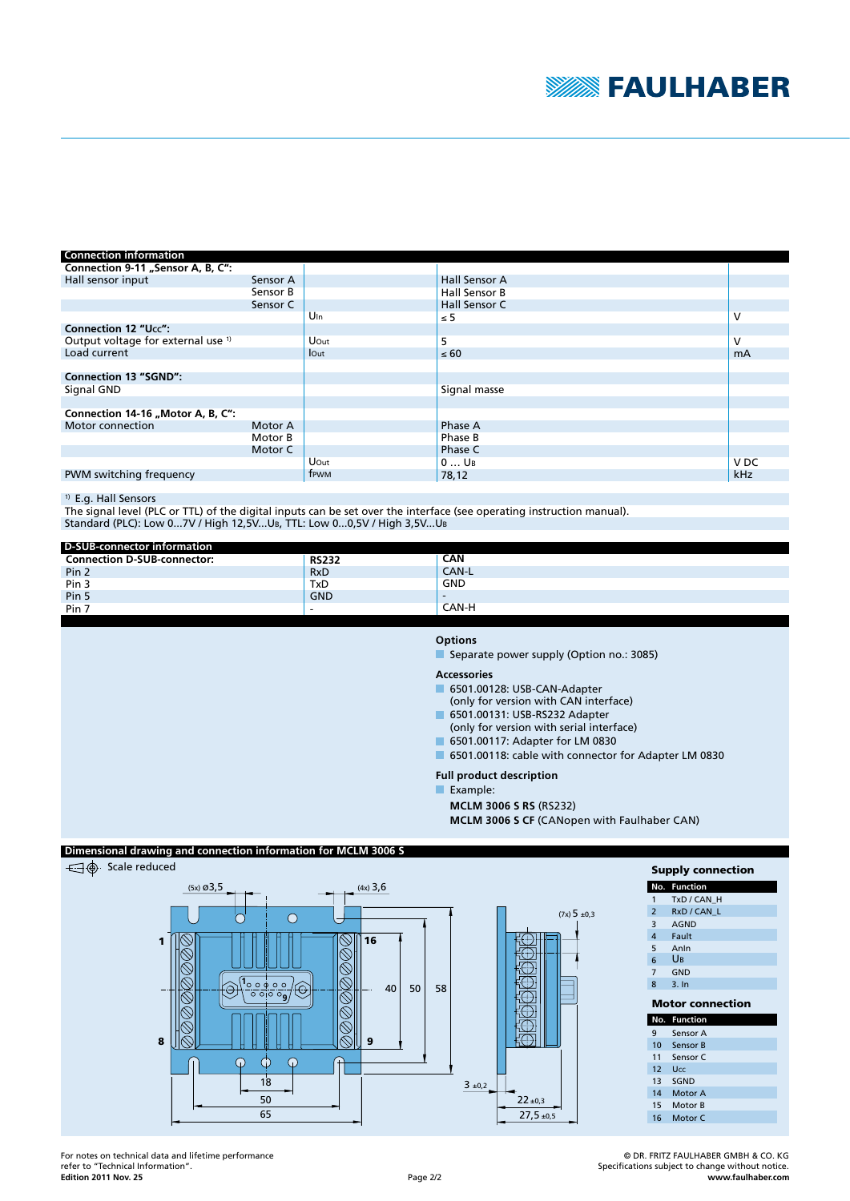## Connection information

| | | | | |
|---|---|---|---|---|
| **Connection 9-11 „Sensor A, B, C":** | | | | |
| Hall sensor input | Sensor A | | Hall Sensor A | |
| | Sensor B | | Hall Sensor B | |
| | Sensor C | | Hall Sensor C | |
| | | $U_{In}$ | ≤ 5 | V |
| **Connection 12 "$U_{CC}$":** | | | | |
| Output voltage for external use [1] | | $U_{Out}$ | 5 | V |
| Load current | | $I_{Out}$ | ≤ 60 | mA |
| | | | | |
| **Connection 13 "SGND":** | | | | |
| Signal GND | | | Signal masse | |
| | | | | |
| **Connection 14-16 „Motor A, B, C":** | | | | |
| Motor connection | Motor A | | Phase A | |
| | Motor B | | Phase B | |
| | Motor C | | Phase C | |
| | | $U_{Out}$ | 0 … $U_B$ | V DC |
| PWM switching frequency | | $f_{PWM}$ | 78,12 | kHz |

[1] E.g. Hall Sensors

The signal level (PLC or TTL) of the digital inputs can be set over the interface (see operating instruction manual).
Standard (PLC): Low 0...7V / High 12,5V...$U_B$, TTL: Low 0...0,5V / High 3,5V...$U_B$

## D-SUB-connector information

| Connection D-SUB-connector: | RS232 | CAN |
|---|---|---|
| Pin 2 | RxD | CAN-L |
| Pin 3 | TxD | GND |
| Pin 5 | GND | - |
| Pin 7 | - | CAN-H |

**Options**

- Separate power supply (Option no.: 3085)

**Accessories**

- 6501.00128: USB-CAN-Adapter (only for version with CAN interface)
- 6501.00131: USB-RS232 Adapter (only for version with serial interface)
- 6501.00117: Adapter for LM 0830
- 6501.00118: cable with connector for Adapter LM 0830

**Full product description**

- Example:

  **MCLM 3006 S RS** (RS232)

  **MCLM 3006 S CF** (CANopen with Faulhaber CAN)

## Dimensional drawing and connection information for MCLM 3006 S

Scale reduced

(5x) ⌀3,5
(4x) 3,6
1
8
16
9
40
50
58
18
50
65
(7x) 5 ±0,3
3 ±0,2
22 ±0,3
27,5 ±0,5

**Supply connection**

| No. | Function |
|---|---|
| 1 | TxD / CAN_H |
| 2 | RxD / CAN_L |
| 3 | AGND |
| 4 | Fault |
| 5 | AnIn |
| 6 | $U_B$ |
| 7 | GND |
| 8 | 3. In |

**Motor connection**

| No. | Function |
|---|---|
| 9 | Sensor A |
| 10 | Sensor B |
| 11 | Sensor C |
| 12 | $U_{CC}$ |
| 13 | SGND |
| 14 | Motor A |
| 15 | Motor B |
| 16 | Motor C |

For notes on technical data and lifetime performance refer to "Technical Information".
**Edition 2011 Nov. 25**

© DR. FRITZ FAULHABER GMBH & CO. KG
Specifications subject to change without notice.
**www.faulhaber.com**